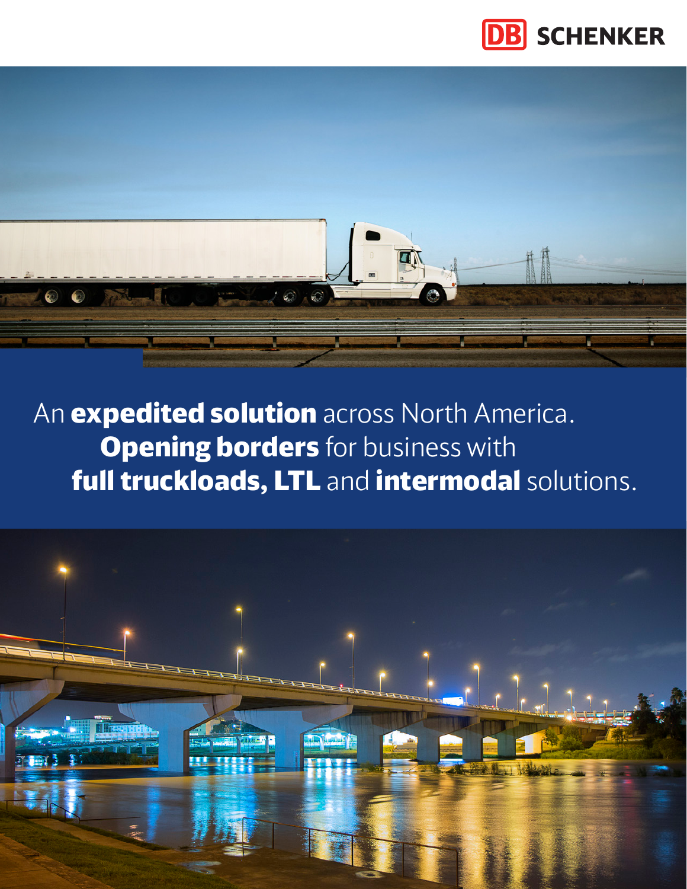DB SCHENKER

An **expedited solution** across North America.
**Opening borders** for business with
**full truckloads, LTL** and **intermodal** solutions.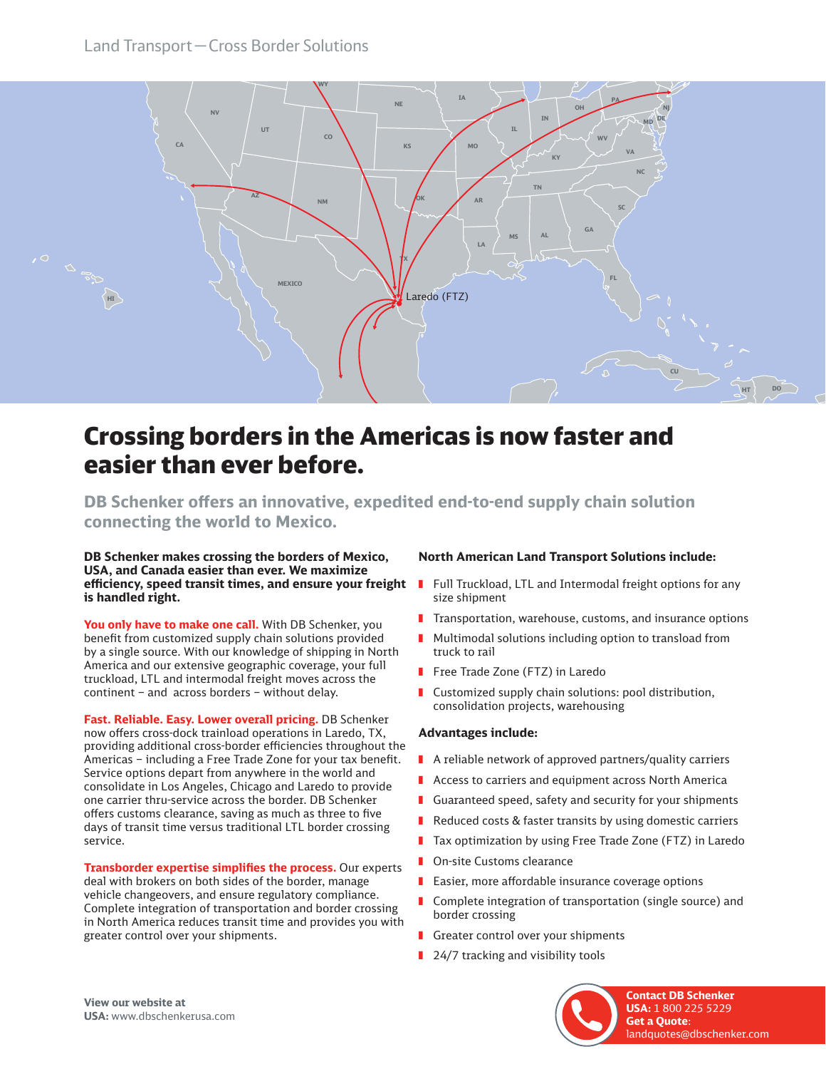Land Transport — Cross Border Solutions

WY
NV
NE
IA
UT
CO
KS
MO
IL
IN
OH
PA
NJ
DE
MD
WV
VA
KY
CA
AZ
NM
OK
AR
TN
NC
SC
MS
AL
GA
LA
TX
FL
MEXICO
HI
Laredo (FTZ)
CU
HT
DO

# Crossing borders in the Americas is now faster and easier than ever before.

## DB Schenker offers an innovative, expedited end-to-end supply chain solution connecting the world to Mexico.

**DB Schenker makes crossing the borders of Mexico, USA, and Canada easier than ever. We maximize efficiency, speed transit times, and ensure your freight is handled right.**

**You only have to make one call.** With DB Schenker, you benefit from customized supply chain solutions provided by a single source. With our knowledge of shipping in North America and our extensive geographic coverage, your full truckload, LTL and intermodal freight moves across the continent – and across borders – without delay.

**Fast. Reliable. Easy. Lower overall pricing.** DB Schenker now offers cross-dock trainload operations in Laredo, TX, providing additional cross-border efficiencies throughout the Americas – including a Free Trade Zone for your tax benefit. Service options depart from anywhere in the world and consolidate in Los Angeles, Chicago and Laredo to provide one carrier thru-service across the border. DB Schenker offers customs clearance, saving as much as three to five days of transit time versus traditional LTL border crossing service.

**Transborder expertise simplifies the process.** Our experts deal with brokers on both sides of the border, manage vehicle changeovers, and ensure regulatory compliance. Complete integration of transportation and border crossing in North America reduces transit time and provides you with greater control over your shipments.

### North American Land Transport Solutions include:

- Full Truckload, LTL and Intermodal freight options for any size shipment
- Transportation, warehouse, customs, and insurance options
- Multimodal solutions including option to transload from truck to rail
- Free Trade Zone (FTZ) in Laredo
- Customized supply chain solutions: pool distribution, consolidation projects, warehousing

### Advantages include:

- A reliable network of approved partners/quality carriers
- Access to carriers and equipment across North America
- Guaranteed speed, safety and security for your shipments
- Reduced costs & faster transits by using domestic carriers
- Tax optimization by using Free Trade Zone (FTZ) in Laredo
- On-site Customs clearance
- Easier, more affordable insurance coverage options
- Complete integration of transportation (single source) and border crossing
- Greater control over your shipments
- 24/7 tracking and visibility tools

**View our website at**
**USA:** www.dbschenkerusa.com

**Contact DB Schenker**
**USA:** 1 800 225 5229
**Get a Quote**:
landquotes@dbschenker.com